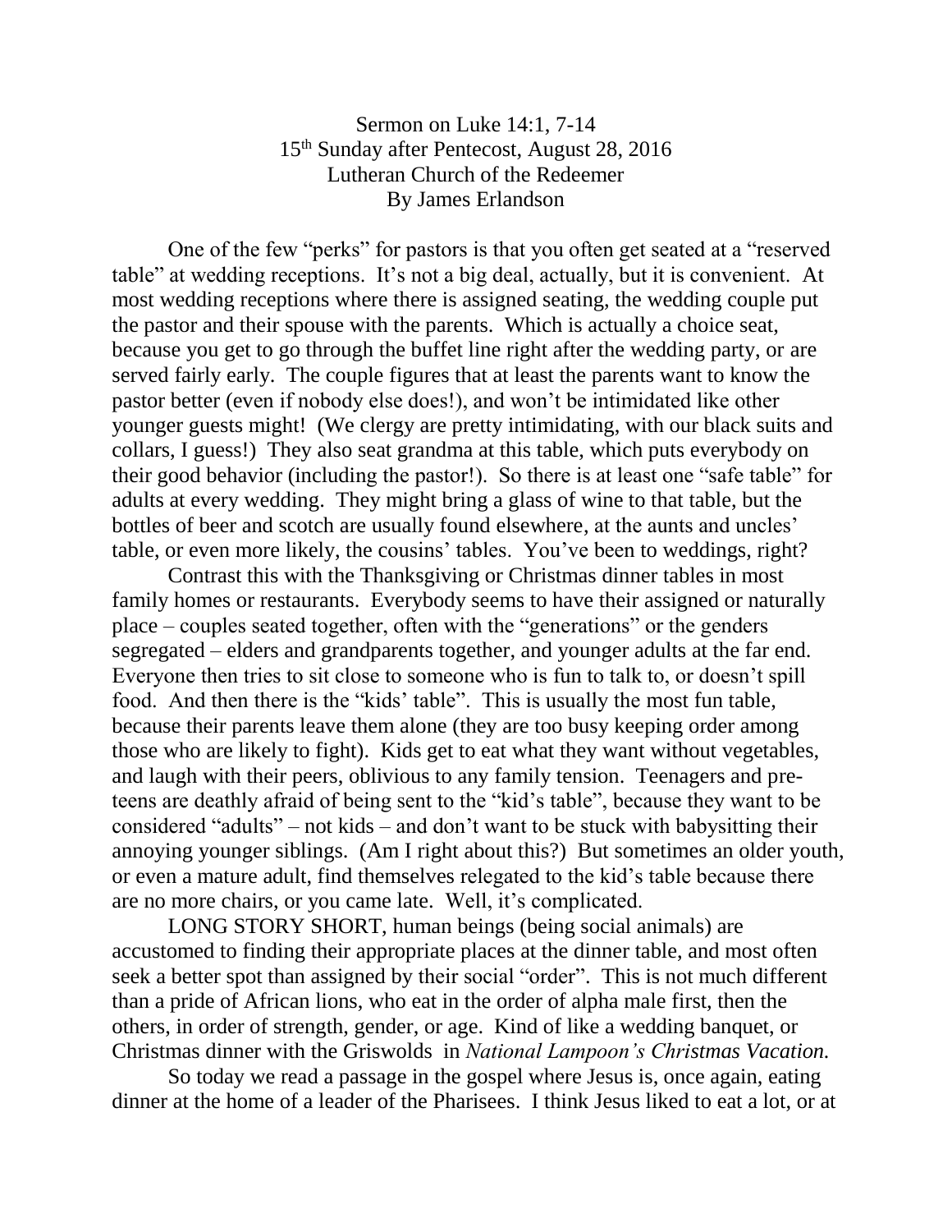Sermon on Luke 14:1, 7-14
15th Sunday after Pentecost, August 28, 2016
Lutheran Church of the Redeemer
By James Erlandson

One of the few "perks" for pastors is that you often get seated at a "reserved table" at wedding receptions. It's not a big deal, actually, but it is convenient. At most wedding receptions where there is assigned seating, the wedding couple put the pastor and their spouse with the parents. Which is actually a choice seat, because you get to go through the buffet line right after the wedding party, or are served fairly early. The couple figures that at least the parents want to know the pastor better (even if nobody else does!), and won't be intimidated like other younger guests might! (We clergy are pretty intimidating, with our black suits and collars, I guess!) They also seat grandma at this table, which puts everybody on their good behavior (including the pastor!). So there is at least one "safe table" for adults at every wedding. They might bring a glass of wine to that table, but the bottles of beer and scotch are usually found elsewhere, at the aunts and uncles' table, or even more likely, the cousins' tables. You've been to weddings, right?

Contrast this with the Thanksgiving or Christmas dinner tables in most family homes or restaurants. Everybody seems to have their assigned or naturally place – couples seated together, often with the "generations" or the genders segregated – elders and grandparents together, and younger adults at the far end. Everyone then tries to sit close to someone who is fun to talk to, or doesn't spill food. And then there is the "kids' table". This is usually the most fun table, because their parents leave them alone (they are too busy keeping order among those who are likely to fight). Kids get to eat what they want without vegetables, and laugh with their peers, oblivious to any family tension. Teenagers and pre-teens are deathly afraid of being sent to the "kid's table", because they want to be considered "adults" – not kids – and don't want to be stuck with babysitting their annoying younger siblings. (Am I right about this?) But sometimes an older youth, or even a mature adult, find themselves relegated to the kid's table because there are no more chairs, or you came late. Well, it's complicated.

LONG STORY SHORT, human beings (being social animals) are accustomed to finding their appropriate places at the dinner table, and most often seek a better spot than assigned by their social "order". This is not much different than a pride of African lions, who eat in the order of alpha male first, then the others, in order of strength, gender, or age. Kind of like a wedding banquet, or Christmas dinner with the Griswolds in *National Lampoon's Christmas Vacation.*

So today we read a passage in the gospel where Jesus is, once again, eating dinner at the home of a leader of the Pharisees. I think Jesus liked to eat a lot, or at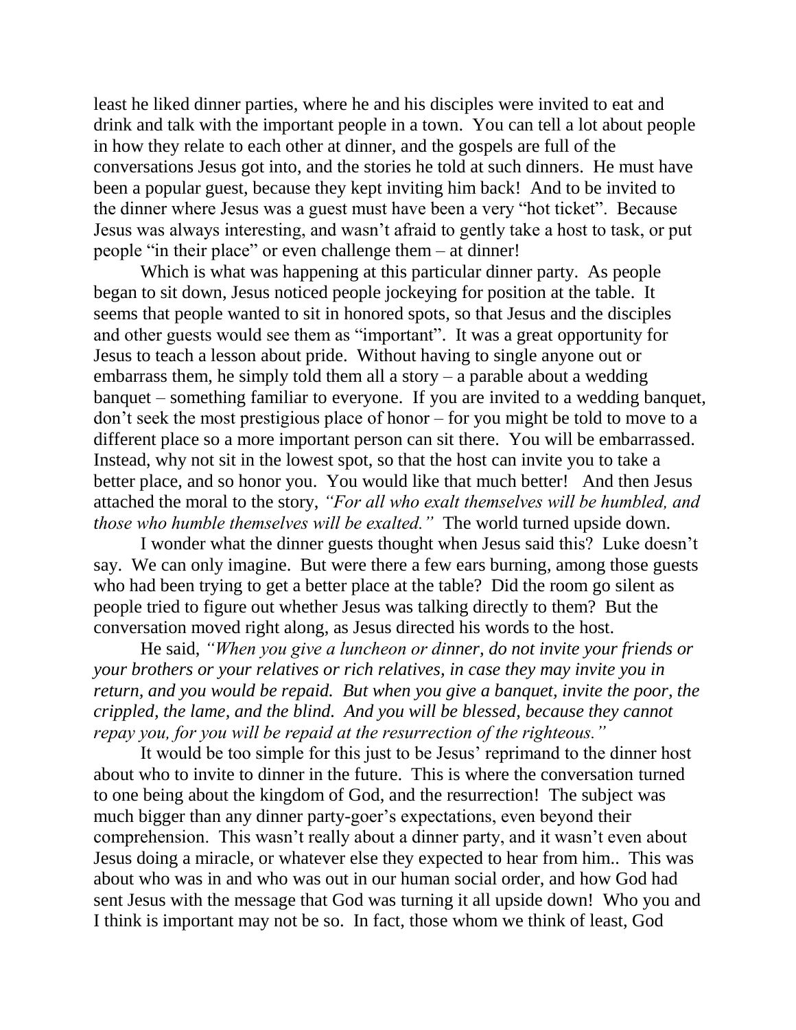least he liked dinner parties, where he and his disciples were invited to eat and drink and talk with the important people in a town. You can tell a lot about people in how they relate to each other at dinner, and the gospels are full of the conversations Jesus got into, and the stories he told at such dinners. He must have been a popular guest, because they kept inviting him back! And to be invited to the dinner where Jesus was a guest must have been a very "hot ticket". Because Jesus was always interesting, and wasn't afraid to gently take a host to task, or put people "in their place" or even challenge them – at dinner!

Which is what was happening at this particular dinner party. As people began to sit down, Jesus noticed people jockeying for position at the table. It seems that people wanted to sit in honored spots, so that Jesus and the disciples and other guests would see them as "important". It was a great opportunity for Jesus to teach a lesson about pride. Without having to single anyone out or embarrass them, he simply told them all a story – a parable about a wedding banquet – something familiar to everyone. If you are invited to a wedding banquet, don't seek the most prestigious place of honor – for you might be told to move to a different place so a more important person can sit there. You will be embarrassed. Instead, why not sit in the lowest spot, so that the host can invite you to take a better place, and so honor you. You would like that much better! And then Jesus attached the moral to the story, *"For all who exalt themselves will be humbled, and those who humble themselves will be exalted."* The world turned upside down.

I wonder what the dinner guests thought when Jesus said this? Luke doesn't say. We can only imagine. But were there a few ears burning, among those guests who had been trying to get a better place at the table? Did the room go silent as people tried to figure out whether Jesus was talking directly to them? But the conversation moved right along, as Jesus directed his words to the host.

He said, *"When you give a luncheon or dinner, do not invite your friends or your brothers or your relatives or rich relatives, in case they may invite you in return, and you would be repaid. But when you give a banquet, invite the poor, the crippled, the lame, and the blind. And you will be blessed, because they cannot repay you, for you will be repaid at the resurrection of the righteous."*

It would be too simple for this just to be Jesus' reprimand to the dinner host about who to invite to dinner in the future. This is where the conversation turned to one being about the kingdom of God, and the resurrection! The subject was much bigger than any dinner party-goer's expectations, even beyond their comprehension. This wasn't really about a dinner party, and it wasn't even about Jesus doing a miracle, or whatever else they expected to hear from him.. This was about who was in and who was out in our human social order, and how God had sent Jesus with the message that God was turning it all upside down! Who you and I think is important may not be so. In fact, those whom we think of least, God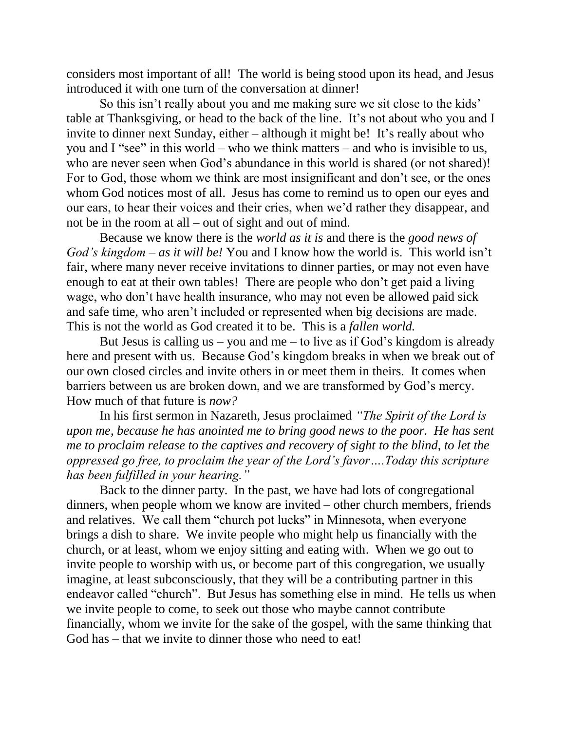considers most important of all! The world is being stood upon its head, and Jesus introduced it with one turn of the conversation at dinner!

So this isn't really about you and me making sure we sit close to the kids' table at Thanksgiving, or head to the back of the line. It's not about who you and I invite to dinner next Sunday, either – although it might be! It's really about who you and I "see" in this world – who we think matters – and who is invisible to us, who are never seen when God's abundance in this world is shared (or not shared)! For to God, those whom we think are most insignificant and don't see, or the ones whom God notices most of all. Jesus has come to remind us to open our eyes and our ears, to hear their voices and their cries, when we'd rather they disappear, and not be in the room at all – out of sight and out of mind.

Because we know there is the *world as it is* and there is the *good news of God's kingdom – as it will be!* You and I know how the world is. This world isn't fair, where many never receive invitations to dinner parties, or may not even have enough to eat at their own tables! There are people who don't get paid a living wage, who don't have health insurance, who may not even be allowed paid sick and safe time, who aren't included or represented when big decisions are made. This is not the world as God created it to be. This is a *fallen world.*

But Jesus is calling us – you and me – to live as if God's kingdom is already here and present with us. Because God's kingdom breaks in when we break out of our own closed circles and invite others in or meet them in theirs. It comes when barriers between us are broken down, and we are transformed by God's mercy. How much of that future is *now?*

In his first sermon in Nazareth, Jesus proclaimed *"The Spirit of the Lord is upon me, because he has anointed me to bring good news to the poor. He has sent me to proclaim release to the captives and recovery of sight to the blind, to let the oppressed go free, to proclaim the year of the Lord's favor….Today this scripture has been fulfilled in your hearing."*

Back to the dinner party. In the past, we have had lots of congregational dinners, when people whom we know are invited – other church members, friends and relatives. We call them "church pot lucks" in Minnesota, when everyone brings a dish to share. We invite people who might help us financially with the church, or at least, whom we enjoy sitting and eating with. When we go out to invite people to worship with us, or become part of this congregation, we usually imagine, at least subconsciously, that they will be a contributing partner in this endeavor called "church". But Jesus has something else in mind. He tells us when we invite people to come, to seek out those who maybe cannot contribute financially, whom we invite for the sake of the gospel, with the same thinking that God has – that we invite to dinner those who need to eat!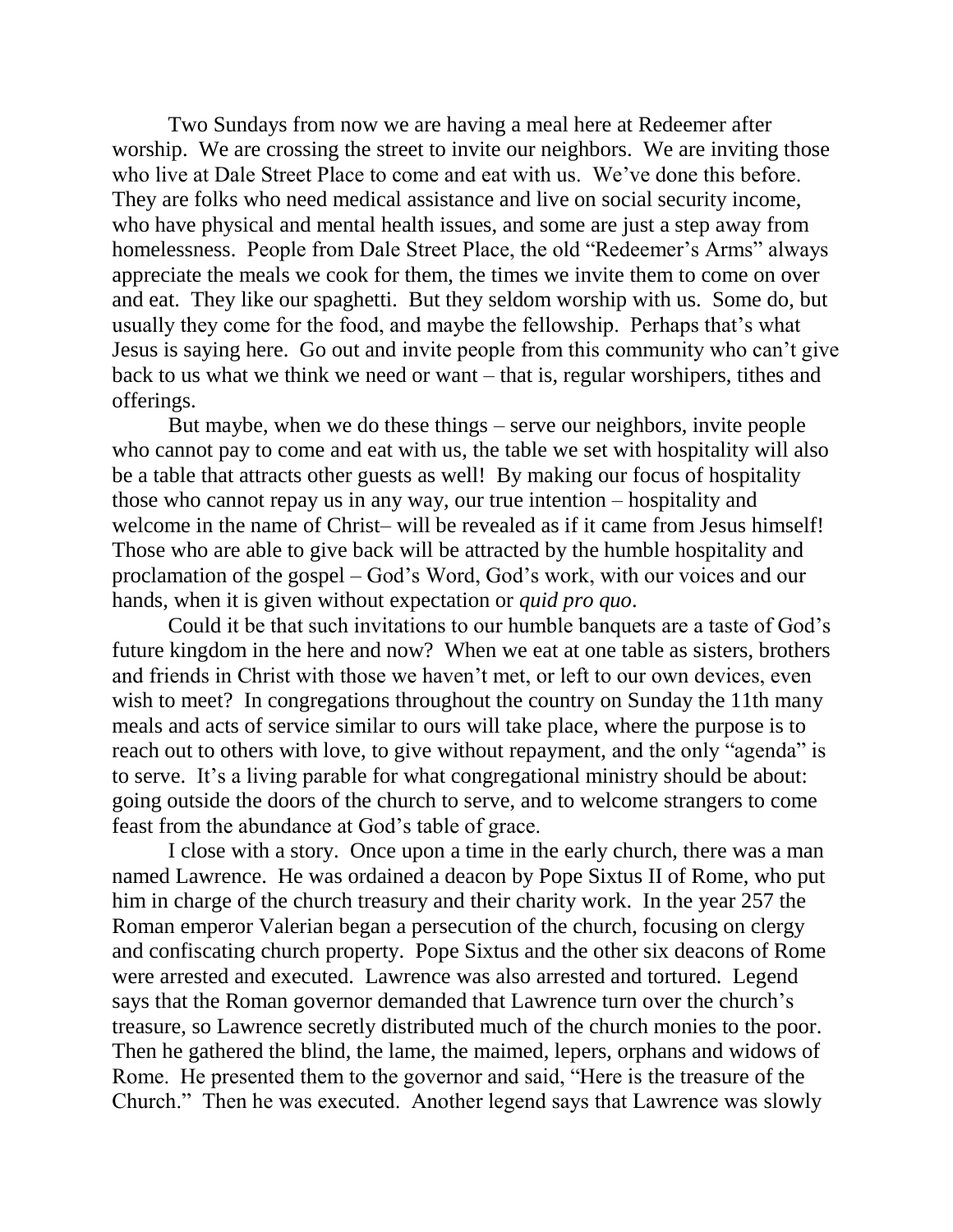Two Sundays from now we are having a meal here at Redeemer after worship. We are crossing the street to invite our neighbors. We are inviting those who live at Dale Street Place to come and eat with us. We've done this before. They are folks who need medical assistance and live on social security income, who have physical and mental health issues, and some are just a step away from homelessness. People from Dale Street Place, the old "Redeemer's Arms" always appreciate the meals we cook for them, the times we invite them to come on over and eat. They like our spaghetti. But they seldom worship with us. Some do, but usually they come for the food, and maybe the fellowship. Perhaps that's what Jesus is saying here. Go out and invite people from this community who can't give back to us what we think we need or want – that is, regular worshipers, tithes and offerings.

But maybe, when we do these things – serve our neighbors, invite people who cannot pay to come and eat with us, the table we set with hospitality will also be a table that attracts other guests as well! By making our focus of hospitality those who cannot repay us in any way, our true intention – hospitality and welcome in the name of Christ– will be revealed as if it came from Jesus himself! Those who are able to give back will be attracted by the humble hospitality and proclamation of the gospel – God's Word, God's work, with our voices and our hands, when it is given without expectation or *quid pro quo*.

Could it be that such invitations to our humble banquets are a taste of God's future kingdom in the here and now? When we eat at one table as sisters, brothers and friends in Christ with those we haven't met, or left to our own devices, even wish to meet? In congregations throughout the country on Sunday the 11th many meals and acts of service similar to ours will take place, where the purpose is to reach out to others with love, to give without repayment, and the only "agenda" is to serve. It's a living parable for what congregational ministry should be about: going outside the doors of the church to serve, and to welcome strangers to come feast from the abundance at God's table of grace.

I close with a story. Once upon a time in the early church, there was a man named Lawrence. He was ordained a deacon by Pope Sixtus II of Rome, who put him in charge of the church treasury and their charity work. In the year 257 the Roman emperor Valerian began a persecution of the church, focusing on clergy and confiscating church property. Pope Sixtus and the other six deacons of Rome were arrested and executed. Lawrence was also arrested and tortured. Legend says that the Roman governor demanded that Lawrence turn over the church's treasure, so Lawrence secretly distributed much of the church monies to the poor. Then he gathered the blind, the lame, the maimed, lepers, orphans and widows of Rome. He presented them to the governor and said, "Here is the treasure of the Church." Then he was executed. Another legend says that Lawrence was slowly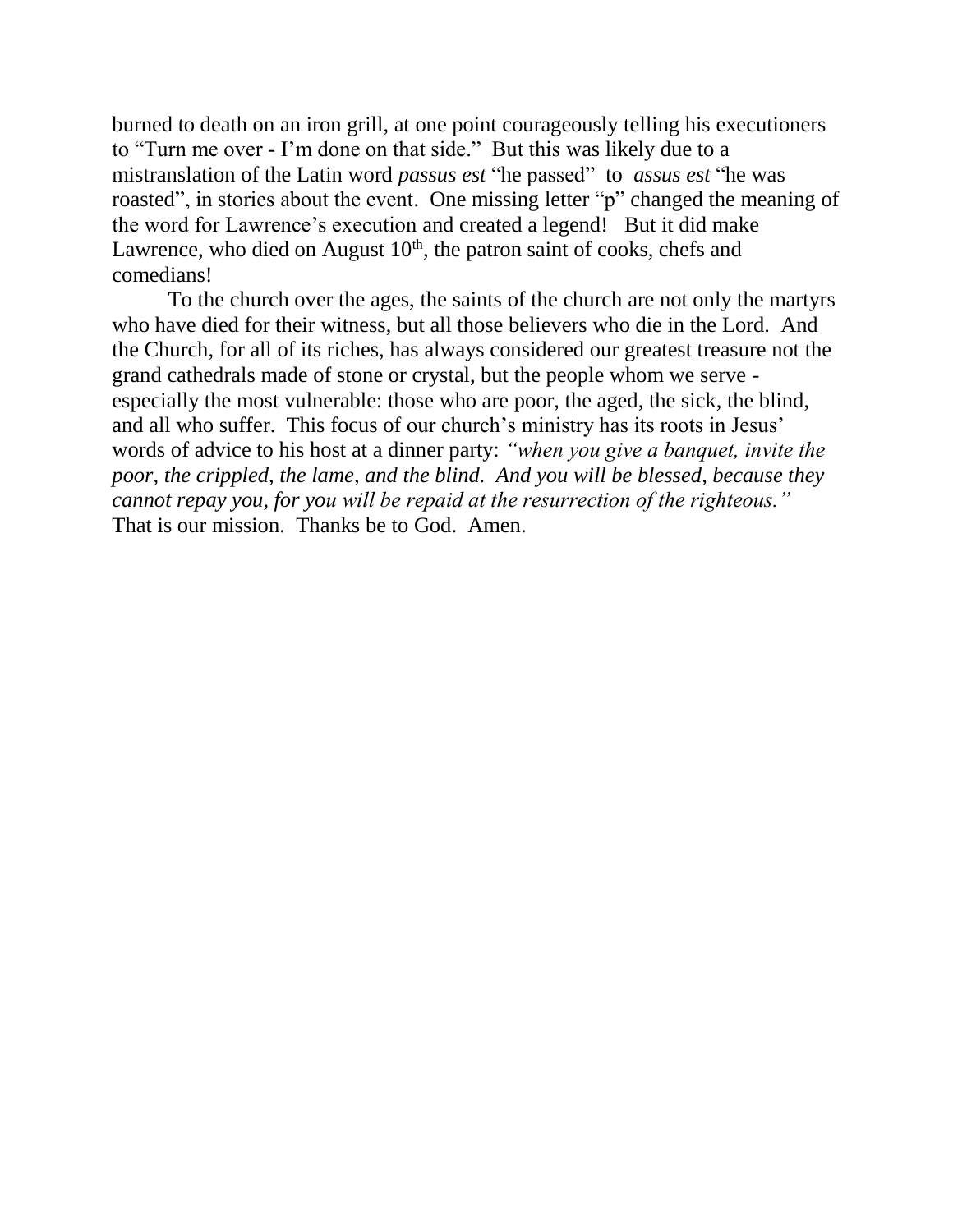burned to death on an iron grill, at one point courageously telling his executioners to "Turn me over - I'm done on that side." But this was likely due to a mistranslation of the Latin word *passus est* "he passed" to *assus est* "he was roasted", in stories about the event. One missing letter "p" changed the meaning of the word for Lawrence's execution and created a legend! But it did make Lawrence, who died on August 10th, the patron saint of cooks, chefs and comedians!

To the church over the ages, the saints of the church are not only the martyrs who have died for their witness, but all those believers who die in the Lord. And the Church, for all of its riches, has always considered our greatest treasure not the grand cathedrals made of stone or crystal, but the people whom we serve - especially the most vulnerable: those who are poor, the aged, the sick, the blind, and all who suffer. This focus of our church's ministry has its roots in Jesus' words of advice to his host at a dinner party: *"when you give a banquet, invite the poor, the crippled, the lame, and the blind. And you will be blessed, because they cannot repay you, for you will be repaid at the resurrection of the righteous."* That is our mission. Thanks be to God. Amen.